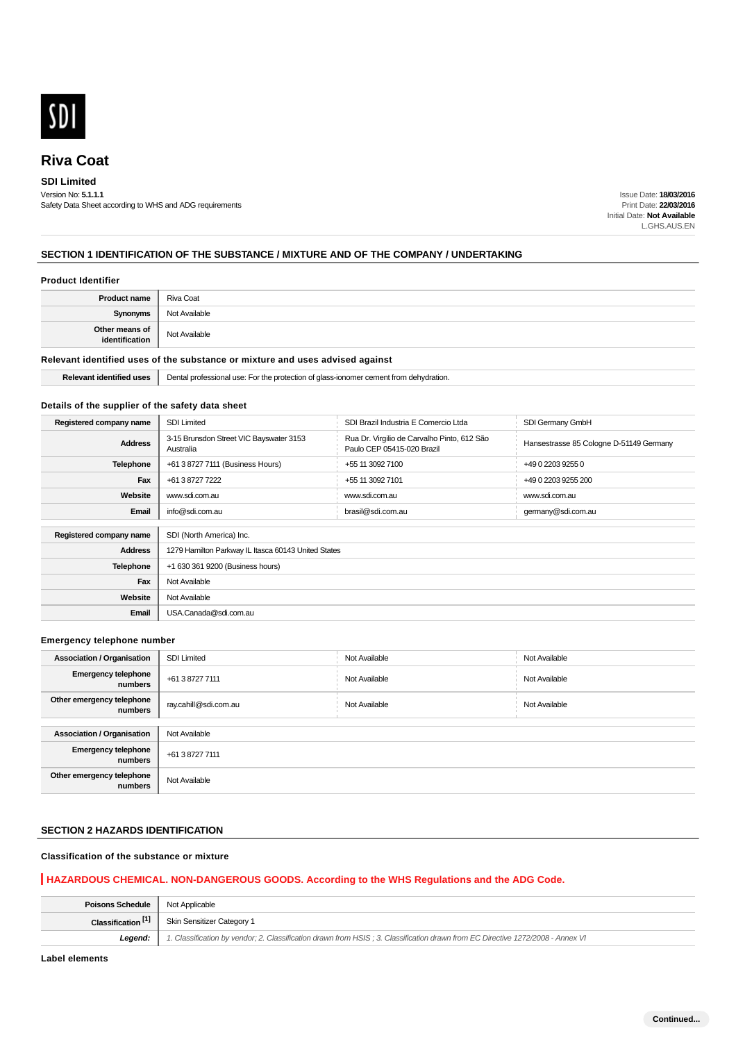SDI

# Riva Coat

**SDI Limited**

Version No: **5.1.1.1**

Safety Data Sheet according to WHS and ADG requirements

Issue Date: **18/03/2016**
Print Date: **22/03/2016**
Initial Date: **Not Available**
L.GHS.AUS.EN

## SECTION 1 IDENTIFICATION OF THE SUBSTANCE / MIXTURE AND OF THE COMPANY / UNDERTAKING

### Product Identifier

| | |
|---|---|
| **Product name** | Riva Coat |
| **Synonyms** | Not Available |
| **Other means of identification** | Not Available |

### Relevant identified uses of the substance or mixture and uses advised against

| | |
|---|---|
| **Relevant identified uses** | Dental professional use: For the protection of glass-ionomer cement from dehydration. |

### Details of the supplier of the safety data sheet

| | | | |
|---|---|---|---|
| **Registered company name** | SDI Limited | SDI Brazil Industria E Comercio Ltda | SDI Germany GmbH |
| **Address** | 3-15 Brunsdon Street VIC Bayswater 3153 Australia | Rua Dr. Virgilio de Carvalho Pinto, 612 São Paulo CEP 05415-020 Brazil | Hansestrasse 85 Cologne D-51149 Germany |
| **Telephone** | +61 3 8727 7111 (Business Hours) | +55 11 3092 7100 | +49 0 2203 9255 0 |
| **Fax** | +61 3 8727 7222 | +55 11 3092 7101 | +49 0 2203 9255 200 |
| **Website** | www.sdi.com.au | www.sdi.com.au | www.sdi.com.au |
| **Email** | info@sdi.com.au | brasil@sdi.com.au | germany@sdi.com.au |

| | |
|---|---|
| **Registered company name** | SDI (North America) Inc. |
| **Address** | 1279 Hamilton Parkway IL Itasca 60143 United States |
| **Telephone** | +1 630 361 9200 (Business hours) |
| **Fax** | Not Available |
| **Website** | Not Available |
| **Email** | USA.Canada@sdi.com.au |

### Emergency telephone number

| | | | |
|---|---|---|---|
| **Association / Organisation** | SDI Limited | Not Available | Not Available |
| **Emergency telephone numbers** | +61 3 8727 7111 | Not Available | Not Available |
| **Other emergency telephone numbers** | ray.cahill@sdi.com.au | Not Available | Not Available |

| | |
|---|---|
| **Association / Organisation** | Not Available |
| **Emergency telephone numbers** | +61 3 8727 7111 |
| **Other emergency telephone numbers** | Not Available |

## SECTION 2 HAZARDS IDENTIFICATION

### Classification of the substance or mixture

**HAZARDOUS CHEMICAL. NON-DANGEROUS GOODS. According to the WHS Regulations and the ADG Code.**

| | |
|---|---|
| **Poisons Schedule** | Not Applicable |
| **Classification [1]** | Skin Sensitizer Category 1 |
| ***Legend:*** | *1. Classification by vendor; 2. Classification drawn from HSIS ; 3. Classification drawn from EC Directive 1272/2008 - Annex VI* |

### Label elements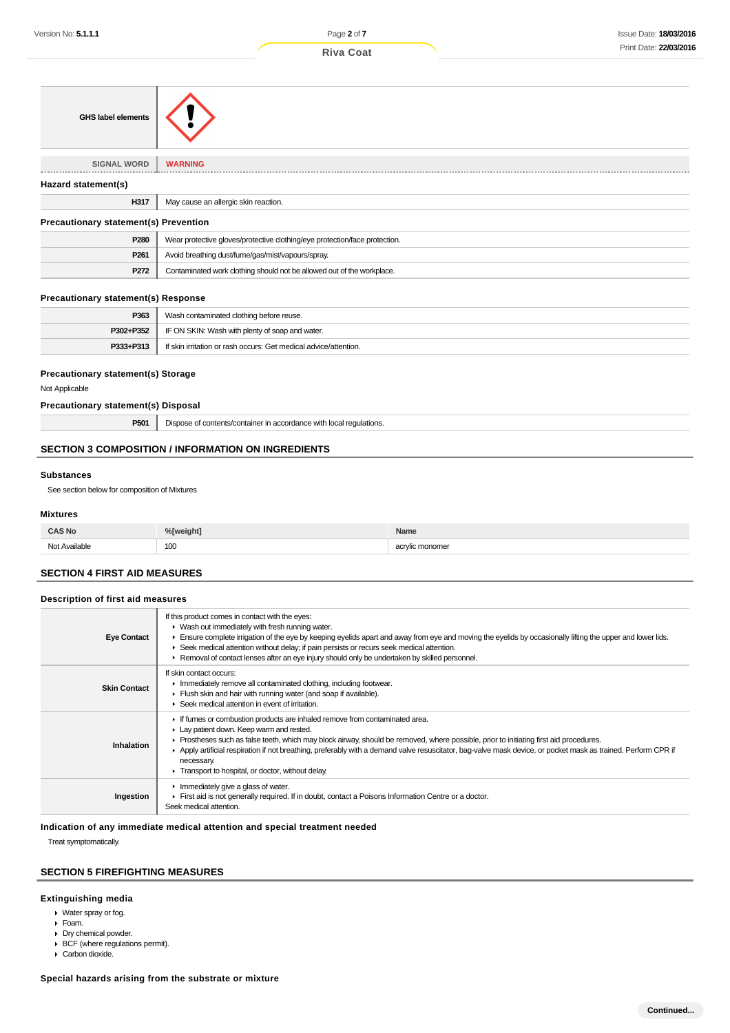| GHS label elements | |
|---|---|

| SIGNAL WORD | WARNING |
|---|---|

### Hazard statement(s)

| | |
|---|---|
| H317 | May cause an allergic skin reaction. |

### Precautionary statement(s) Prevention

| | |
|---|---|
| P280 | Wear protective gloves/protective clothing/eye protection/face protection. |
| P261 | Avoid breathing dust/fume/gas/mist/vapours/spray. |
| P272 | Contaminated work clothing should not be allowed out of the workplace. |

### Precautionary statement(s) Response

| | |
|---|---|
| P363 | Wash contaminated clothing before reuse. |
| P302+P352 | IF ON SKIN: Wash with plenty of soap and water. |
| P333+P313 | If skin irritation or rash occurs: Get medical advice/attention. |

### Precautionary statement(s) Storage

Not Applicable

### Precautionary statement(s) Disposal

| | |
|---|---|
| P501 | Dispose of contents/container in accordance with local regulations. |

## SECTION 3 COMPOSITION / INFORMATION ON INGREDIENTS

### Substances

See section below for composition of Mixtures

### Mixtures

| CAS No | %[weight] | Name |
|---|---|---|
| Not Available | 100 | acrylic monomer |

## SECTION 4 FIRST AID MEASURES

### Description of first aid measures

| | |
|---|---|
| Eye Contact | If this product comes in contact with the eyes:<br>▸ Wash out immediately with fresh running water.<br>▸ Ensure complete irrigation of the eye by keeping eyelids apart and away from eye and moving the eyelids by occasionally lifting the upper and lower lids.<br>▸ Seek medical attention without delay; if pain persists or recurs seek medical attention.<br>▸ Removal of contact lenses after an eye injury should only be undertaken by skilled personnel. |
| Skin Contact | If skin contact occurs:<br>▸ Immediately remove all contaminated clothing, including footwear.<br>▸ Flush skin and hair with running water (and soap if available).<br>▸ Seek medical attention in event of irritation. |
| Inhalation | ▸ If fumes or combustion products are inhaled remove from contaminated area.<br>▸ Lay patient down. Keep warm and rested.<br>▸ Prostheses such as false teeth, which may block airway, should be removed, where possible, prior to initiating first aid procedures.<br>▸ Apply artificial respiration if not breathing, preferably with a demand valve resuscitator, bag-valve mask device, or pocket mask as trained. Perform CPR if necessary.<br>▸ Transport to hospital, or doctor, without delay. |
| Ingestion | ▸ Immediately give a glass of water.<br>▸ First aid is not generally required. If in doubt, contact a Poisons Information Centre or a doctor.<br>Seek medical attention. |

### Indication of any immediate medical attention and special treatment needed

Treat symptomatically.

## SECTION 5 FIREFIGHTING MEASURES

### Extinguishing media

- Water spray or fog.
- Foam.
- Dry chemical powder.
- BCF (where regulations permit).
- Carbon dioxide.

### Special hazards arising from the substrate or mixture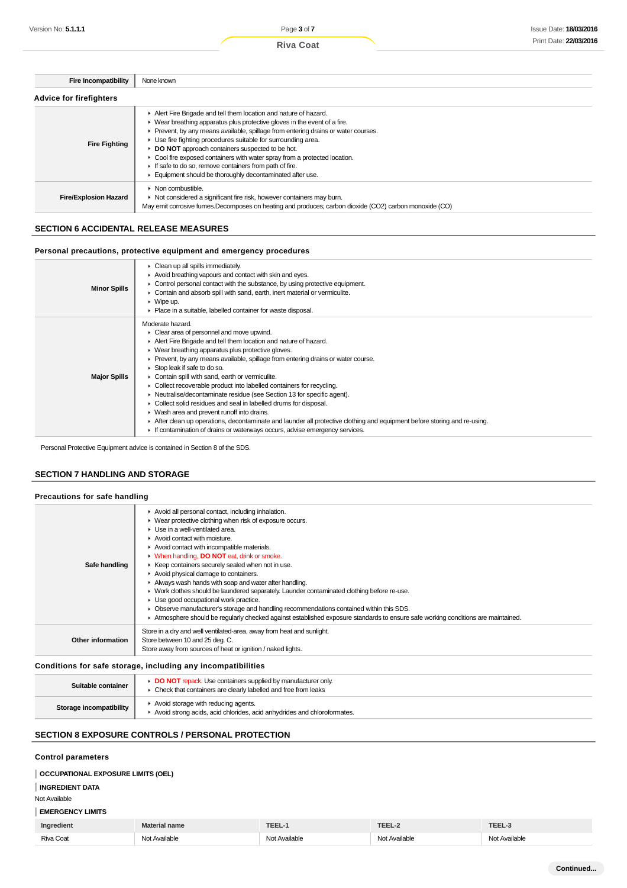| Fire Incompatibility | None known |
|---|---|

### Advice for firefighters

| | |
|---|---|
| Fire Fighting | ▸ Alert Fire Brigade and tell them location and nature of hazard.<br>▸ Wear breathing apparatus plus protective gloves in the event of a fire.<br>▸ Prevent, by any means available, spillage from entering drains or water courses.<br>▸ Use fire fighting procedures suitable for surrounding area.<br>▸ **DO NOT** approach containers suspected to be hot.<br>▸ Cool fire exposed containers with water spray from a protected location.<br>▸ If safe to do so, remove containers from path of fire.<br>▸ Equipment should be thoroughly decontaminated after use. |
| Fire/Explosion Hazard | ▸ Non combustible.<br>▸ Not considered a significant fire risk, however containers may burn.<br>May emit corrosive fumes.Decomposes on heating and produces; carbon dioxide ($CO_2$) carbon monoxide (CO) |

## SECTION 6 ACCIDENTAL RELEASE MEASURES

### Personal precautions, protective equipment and emergency procedures

| | |
|---|---|
| Minor Spills | ▸ Clean up all spills immediately.<br>▸ Avoid breathing vapours and contact with skin and eyes.<br>▸ Control personal contact with the substance, by using protective equipment.<br>▸ Contain and absorb spill with sand, earth, inert material or vermiculite.<br>▸ Wipe up.<br>▸ Place in a suitable, labelled container for waste disposal. |
| Major Spills | Moderate hazard.<br>▸ Clear area of personnel and move upwind.<br>▸ Alert Fire Brigade and tell them location and nature of hazard.<br>▸ Wear breathing apparatus plus protective gloves.<br>▸ Prevent, by any means available, spillage from entering drains or water course.<br>▸ Stop leak if safe to do so.<br>▸ Contain spill with sand, earth or vermiculite.<br>▸ Collect recoverable product into labelled containers for recycling.<br>▸ Neutralise/decontaminate residue (see Section 13 for specific agent).<br>▸ Collect solid residues and seal in labelled drums for disposal.<br>▸ Wash area and prevent runoff into drains.<br>▸ After clean up operations, decontaminate and launder all protective clothing and equipment before storing and re-using.<br>▸ If contamination of drains or waterways occurs, advise emergency services. |

Personal Protective Equipment advice is contained in Section 8 of the SDS.

## SECTION 7 HANDLING AND STORAGE

### Precautions for safe handling

| | |
|---|---|
| Safe handling | ▸ Avoid all personal contact, including inhalation.<br>▸ Wear protective clothing when risk of exposure occurs.<br>▸ Use in a well-ventilated area.<br>▸ Avoid contact with moisture.<br>▸ Avoid contact with incompatible materials.<br>▸ When handling, **DO NOT** eat, drink or smoke.<br>▸ Keep containers securely sealed when not in use.<br>▸ Avoid physical damage to containers.<br>▸ Always wash hands with soap and water after handling.<br>▸ Work clothes should be laundered separately. Launder contaminated clothing before re-use.<br>▸ Use good occupational work practice.<br>▸ Observe manufacturer's storage and handling recommendations contained within this SDS.<br>▸ Atmosphere should be regularly checked against established exposure standards to ensure safe working conditions are maintained. |
| Other information | Store in a dry and well ventilated-area, away from heat and sunlight.<br>Store between 10 and 25 deg. C.<br>Store away from sources of heat or ignition / naked lights. |

### Conditions for safe storage, including any incompatibilities

| | |
|---|---|
| Suitable container | ▸ **DO NOT** repack. Use containers supplied by manufacturer only.<br>▸ Check that containers are clearly labelled and free from leaks |
| Storage incompatibility | ▸ Avoid storage with reducing agents.<br>▸ Avoid strong acids, acid chlorides, acid anhydrides and chloroformates. |

## SECTION 8 EXPOSURE CONTROLS / PERSONAL PROTECTION

### Control parameters

**OCCUPATIONAL EXPOSURE LIMITS (OEL)**

**INGREDIENT DATA**

Not Available

**EMERGENCY LIMITS**

| Ingredient | Material name | TEEL-1 | TEEL-2 | TEEL-3 |
|---|---|---|---|---|
| Riva Coat | Not Available | Not Available | Not Available | Not Available |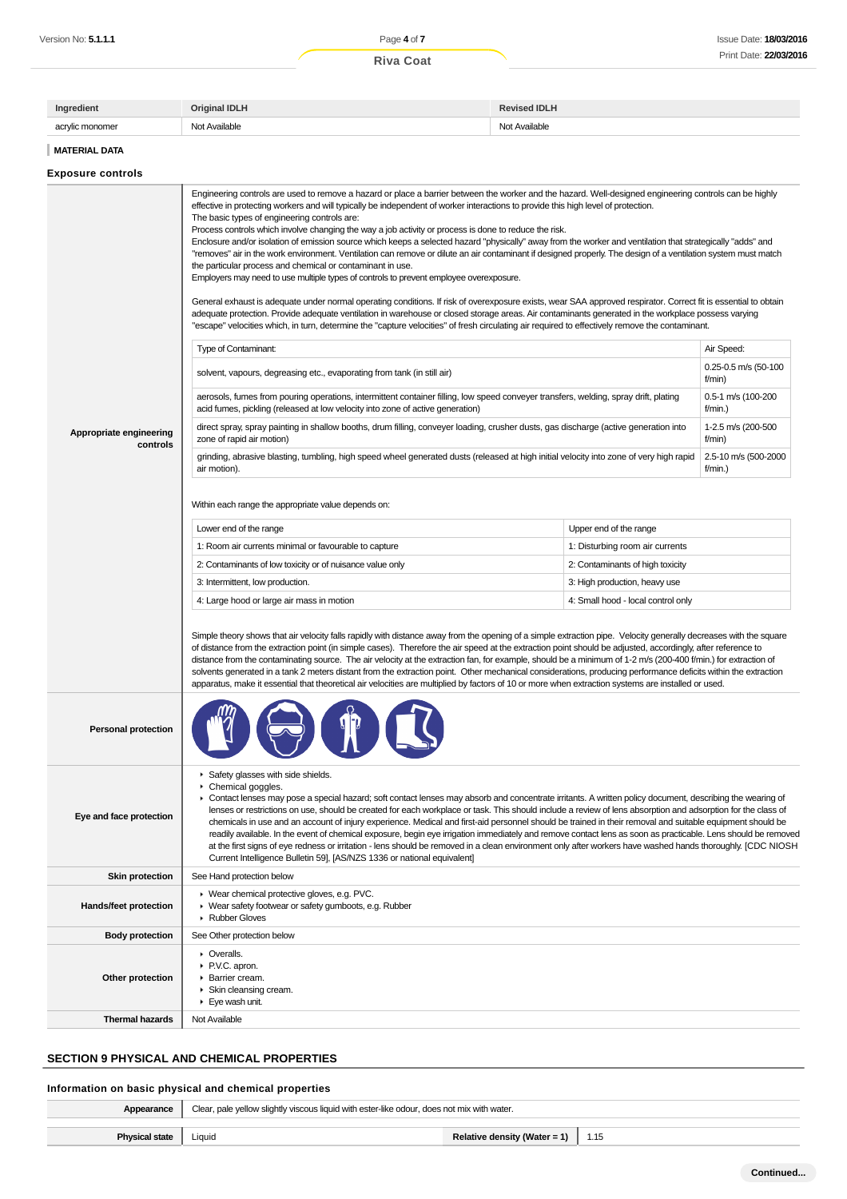| Ingredient | Original IDLH | Revised IDLH |
|---|---|---|
| acrylic monomer | Not Available | Not Available |

### MATERIAL DATA

## Exposure controls

**Appropriate engineering controls**

Engineering controls are used to remove a hazard or place a barrier between the worker and the hazard. Well-designed engineering controls can be highly effective in protecting workers and will typically be independent of worker interactions to provide this high level of protection.
The basic types of engineering controls are:
Process controls which involve changing the way a job activity or process is done to reduce the risk.
Enclosure and/or isolation of emission source which keeps a selected hazard "physically" away from the worker and ventilation that strategically "adds" and "removes" air in the work environment. Ventilation can remove or dilute an air contaminant if designed properly. The design of a ventilation system must match the particular process and chemical or contaminant in use.
Employers may need to use multiple types of controls to prevent employee overexposure.

General exhaust is adequate under normal operating conditions. If risk of overexposure exists, wear SAA approved respirator. Correct fit is essential to obtain adequate protection. Provide adequate ventilation in warehouse or closed storage areas. Air contaminants generated in the workplace possess varying "escape" velocities which, in turn, determine the "capture velocities" of fresh circulating air required to effectively remove the contaminant.

| Type of Contaminant: | Air Speed: |
|---|---|
| solvent, vapours, degreasing etc., evaporating from tank (in still air) | 0.25-0.5 m/s (50-100 f/min) |
| aerosols, fumes from pouring operations, intermittent container filling, low speed conveyer transfers, welding, spray drift, plating acid fumes, pickling (released at low velocity into zone of active generation) | 0.5-1 m/s (100-200 f/min.) |
| direct spray, spray painting in shallow booths, drum filling, conveyer loading, crusher dusts, gas discharge (active generation into zone of rapid air motion) | 1-2.5 m/s (200-500 f/min) |
| grinding, abrasive blasting, tumbling, high speed wheel generated dusts (released at high initial velocity into zone of very high rapid air motion). | 2.5-10 m/s (500-2000 f/min.) |

Within each range the appropriate value depends on:

| Lower end of the range | Upper end of the range |
|---|---|
| 1: Room air currents minimal or favourable to capture | 1: Disturbing room air currents |
| 2: Contaminants of low toxicity or of nuisance value only | 2: Contaminants of high toxicity |
| 3: Intermittent, low production. | 3: High production, heavy use |
| 4: Large hood or large air mass in motion | 4: Small hood - local control only |

Simple theory shows that air velocity falls rapidly with distance away from the opening of a simple extraction pipe. Velocity generally decreases with the square of distance from the extraction point (in simple cases). Therefore the air speed at the extraction point should be adjusted, accordingly, after reference to distance from the contaminating source. The air velocity at the extraction fan, for example, should be a minimum of 1-2 m/s (200-400 f/min.) for extraction of solvents generated in a tank 2 meters distant from the extraction point. Other mechanical considerations, producing performance deficits within the extraction apparatus, make it essential that theoretical air velocities are multiplied by factors of 10 or more when extraction systems are installed or used.

**Personal protection**

**Eye and face protection**

- Safety glasses with side shields.
- Chemical goggles.
- Contact lenses may pose a special hazard; soft contact lenses may absorb and concentrate irritants. A written policy document, describing the wearing of lenses or restrictions on use, should be created for each workplace or task. This should include a review of lens absorption and adsorption for the class of chemicals in use and an account of injury experience. Medical and first-aid personnel should be trained in their removal and suitable equipment should be readily available. In the event of chemical exposure, begin eye irrigation immediately and remove contact lens as soon as practicable. Lens should be removed at the first signs of eye redness or irritation - lens should be removed in a clean environment only after workers have washed hands thoroughly. [CDC NIOSH Current Intelligence Bulletin 59], [AS/NZS 1336 or national equivalent]

**Skin protection**: See Hand protection below

**Hands/feet protection**

- Wear chemical protective gloves, e.g. PVC.
- Wear safety footwear or safety gumboots, e.g. Rubber
- Rubber Gloves

**Body protection**: See Other protection below

**Other protection**

- Overalls.
- P.V.C. apron.
- Barrier cream.
- Skin cleansing cream.
- Eye wash unit.

**Thermal hazards**: Not Available

## SECTION 9 PHYSICAL AND CHEMICAL PROPERTIES

### Information on basic physical and chemical properties

| | | | |
|---|---|---|---|
| **Appearance** | Clear, pale yellow slightly viscous liquid with ester-like odour, does not mix with water. | | |
| **Physical state** | Liquid | **Relative density (Water = 1)** | 1.15 |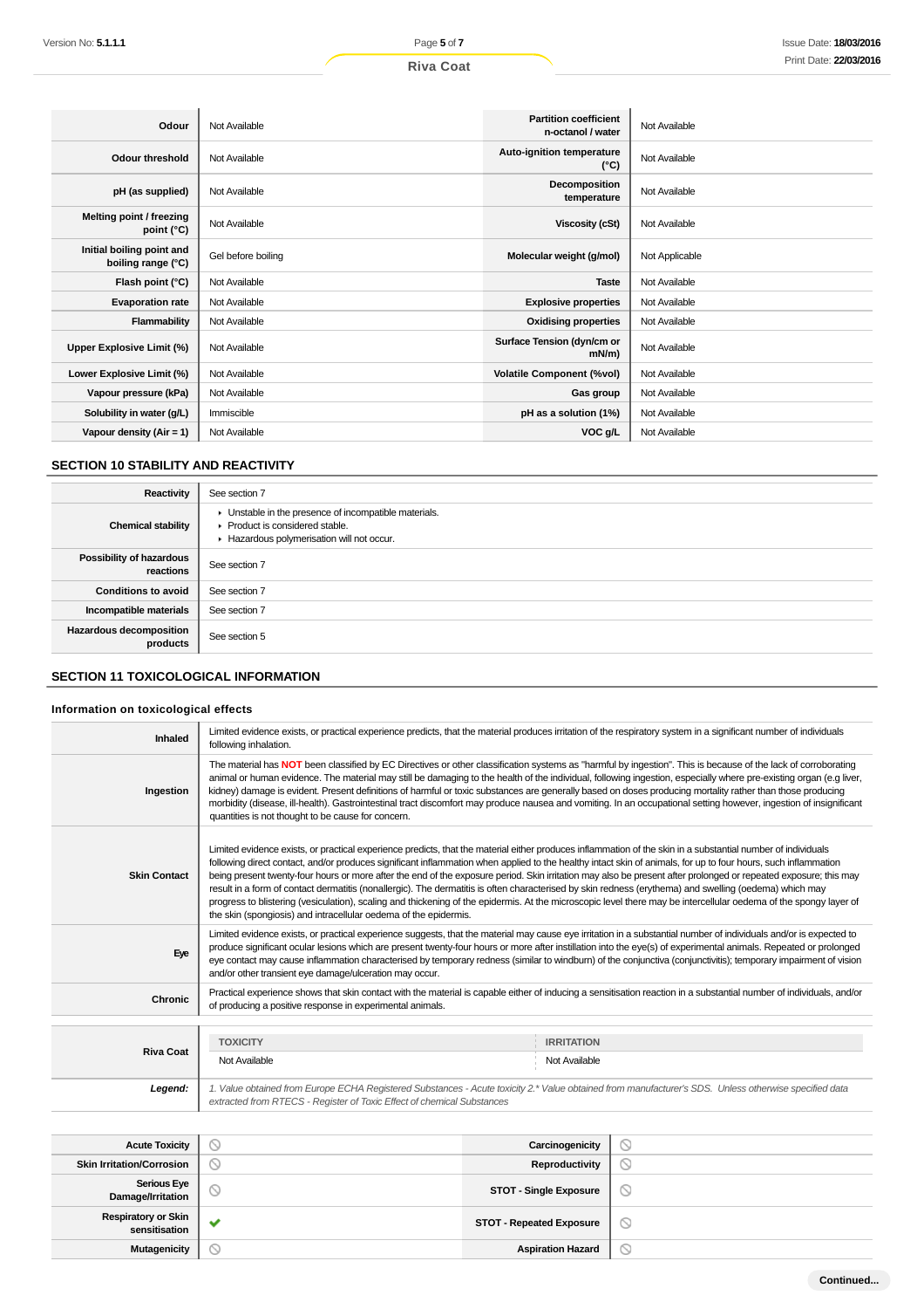| | | | |
|---|---|---|---|
| **Odour** | Not Available | **Partition coefficient n-octanol / water** | Not Available |
| **Odour threshold** | Not Available | **Auto-ignition temperature (°C)** | Not Available |
| **pH (as supplied)** | Not Available | **Decomposition temperature** | Not Available |
| **Melting point / freezing point (°C)** | Not Available | **Viscosity (cSt)** | Not Available |
| **Initial boiling point and boiling range (°C)** | Gel before boiling | **Molecular weight (g/mol)** | Not Applicable |
| **Flash point (°C)** | Not Available | **Taste** | Not Available |
| **Evaporation rate** | Not Available | **Explosive properties** | Not Available |
| **Flammability** | Not Available | **Oxidising properties** | Not Available |
| **Upper Explosive Limit (%)** | Not Available | **Surface Tension (dyn/cm or mN/m)** | Not Available |
| **Lower Explosive Limit (%)** | Not Available | **Volatile Component (%vol)** | Not Available |
| **Vapour pressure (kPa)** | Not Available | **Gas group** | Not Available |
| **Solubility in water (g/L)** | Immiscible | **pH as a solution (1%)** | Not Available |
| **Vapour density (Air = 1)** | Not Available | **VOC g/L** | Not Available |

## SECTION 10 STABILITY AND REACTIVITY

| | |
|---|---|
| **Reactivity** | See section 7 |
| **Chemical stability** | ▸ Unstable in the presence of incompatible materials.<br>▸ Product is considered stable.<br>▸ Hazardous polymerisation will not occur. |
| **Possibility of hazardous reactions** | See section 7 |
| **Conditions to avoid** | See section 7 |
| **Incompatible materials** | See section 7 |
| **Hazardous decomposition products** | See section 5 |

## SECTION 11 TOXICOLOGICAL INFORMATION

### Information on toxicological effects

| | |
|---|---|
| **Inhaled** | Limited evidence exists, or practical experience predicts, that the material produces irritation of the respiratory system in a significant number of individuals following inhalation. |
| **Ingestion** | The material has **NOT** been classified by EC Directives or other classification systems as "harmful by ingestion". This is because of the lack of corroborating animal or human evidence. The material may still be damaging to the health of the individual, following ingestion, especially where pre-existing organ (e.g liver, kidney) damage is evident. Present definitions of harmful or toxic substances are generally based on doses producing mortality rather than those producing morbidity (disease, ill-health). Gastrointestinal tract discomfort may produce nausea and vomiting. In an occupational setting however, ingestion of insignificant quantities is not thought to be cause for concern. |
| **Skin Contact** | Limited evidence exists, or practical experience predicts, that the material either produces inflammation of the skin in a substantial number of individuals following direct contact, and/or produces significant inflammation when applied to the healthy intact skin of animals, for up to four hours, such inflammation being present twenty-four hours or more after the end of the exposure period. Skin irritation may also be present after prolonged or repeated exposure; this may result in a form of contact dermatitis (nonallergic). The dermatitis is often characterised by skin redness (erythema) and swelling (oedema) which may progress to blistering (vesiculation), scaling and thickening of the epidermis. At the microscopic level there may be intercellular oedema of the spongy layer of the skin (spongiosis) and intracellular oedema of the epidermis. |
| **Eye** | Limited evidence exists, or practical experience suggests, that the material may cause eye irritation in a substantial number of individuals and/or is expected to produce significant ocular lesions which are present twenty-four hours or more after instillation into the eye(s) of experimental animals. Repeated or prolonged eye contact may cause inflammation characterised by temporary redness (similar to windburn) of the conjunctiva (conjunctivitis); temporary impairment of vision and/or other transient eye damage/ulceration may occur. |
| **Chronic** | Practical experience shows that skin contact with the material is capable either of inducing a sensitisation reaction in a substantial number of individuals, and/or of producing a positive response in experimental animals. |

| | TOXICITY | IRRITATION |
|---|---|---|
| **Riva Coat** | Not Available | Not Available |
| ***Legend:*** | *1. Value obtained from Europe ECHA Registered Substances - Acute toxicity 2.* Value obtained from manufacturer's SDS. Unless otherwise specified data extracted from RTECS - Register of Toxic Effect of chemical Substances* | |

| | | | |
|---|---|---|---|
| **Acute Toxicity** | ⦸ | **Carcinogenicity** | ⦸ |
| **Skin Irritation/Corrosion** | ⦸ | **Reproductivity** | ⦸ |
| **Serious Eye Damage/Irritation** | ⦸ | **STOT - Single Exposure** | ⦸ |
| **Respiratory or Skin sensitisation** | ✔ | **STOT - Repeated Exposure** | ⦸ |
| **Mutagenicity** | ⦸ | **Aspiration Hazard** | ⦸ |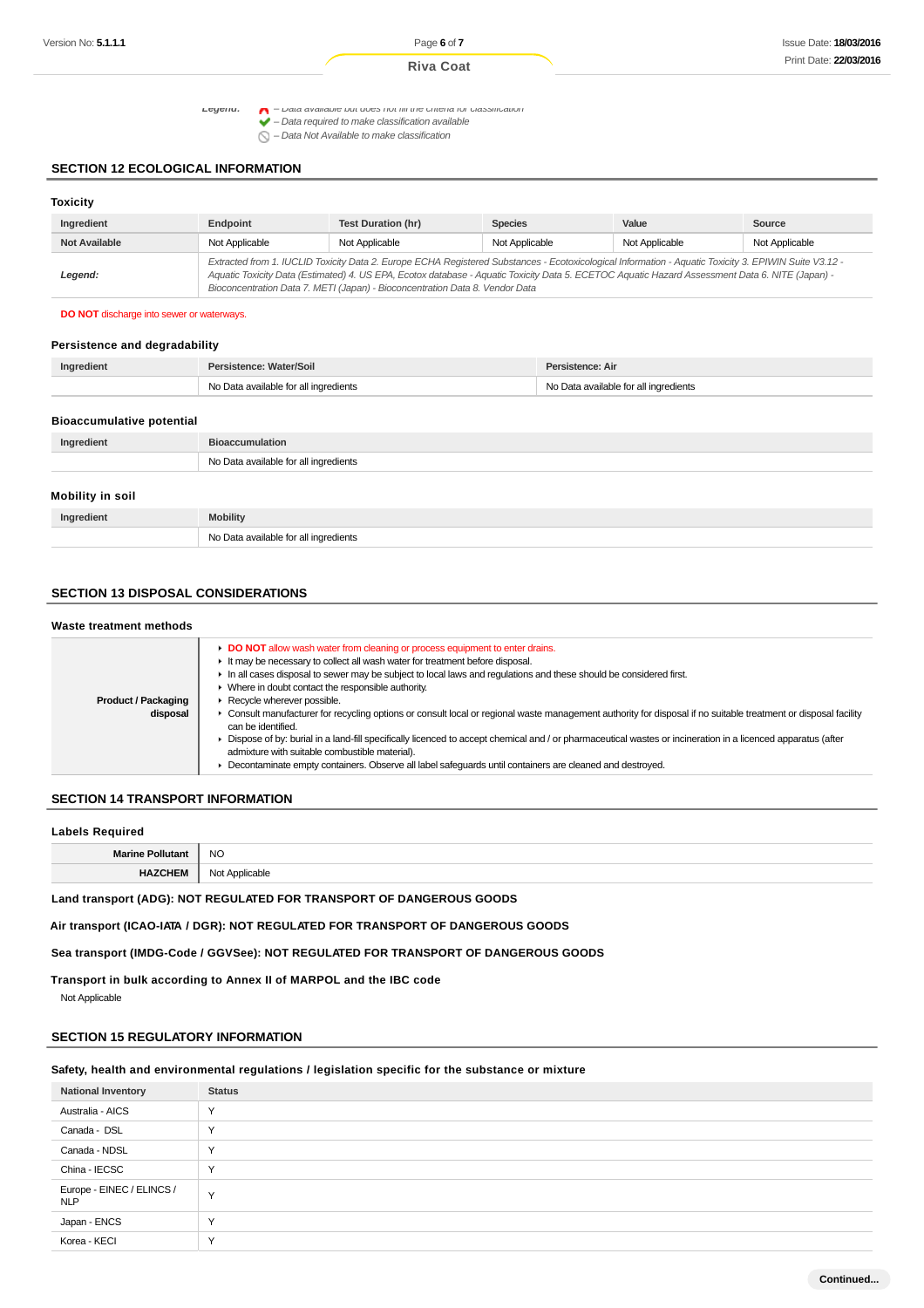**Legend:** – Data available but does not fill the criteria for classification
– Data required to make classification available
– Data Not Available to make classification

## SECTION 12 ECOLOGICAL INFORMATION

### Toxicity

| Ingredient | Endpoint | Test Duration (hr) | Species | Value | Source |
|---|---|---|---|---|---|
| Not Available | Not Applicable | Not Applicable | Not Applicable | Not Applicable | Not Applicable |
| ***Legend:*** | *Extracted from 1. IUCLID Toxicity Data 2. Europe ECHA Registered Substances - Ecotoxicological Information - Aquatic Toxicity 3. EPIWIN Suite V3.12 - Aquatic Toxicity Data (Estimated) 4. US EPA, Ecotox database - Aquatic Toxicity Data 5. ECETOC Aquatic Hazard Assessment Data 6. NITE (Japan) - Bioconcentration Data 7. METI (Japan) - Bioconcentration Data 8. Vendor Data* | | | | |

**DO NOT** discharge into sewer or waterways.

### Persistence and degradability

| Ingredient | Persistence: Water/Soil | Persistence: Air |
|---|---|---|
| | No Data available for all ingredients | No Data available for all ingredients |

### Bioaccumulative potential

| Ingredient | Bioaccumulation |
|---|---|
| | No Data available for all ingredients |

### Mobility in soil

| Ingredient | Mobility |
|---|---|
| | No Data available for all ingredients |

## SECTION 13 DISPOSAL CONSIDERATIONS

### Waste treatment methods

| | |
|---|---|
| **Product / Packaging disposal** | ▸ **DO NOT** allow wash water from cleaning or process equipment to enter drains.<br>▸ It may be necessary to collect all wash water for treatment before disposal.<br>▸ In all cases disposal to sewer may be subject to local laws and regulations and these should be considered first.<br>▸ Where in doubt contact the responsible authority.<br>▸ Recycle wherever possible.<br>▸ Consult manufacturer for recycling options or consult local or regional waste management authority for disposal if no suitable treatment or disposal facility can be identified.<br>▸ Dispose of by: burial in a land-fill specifically licenced to accept chemical and / or pharmaceutical wastes or incineration in a licenced apparatus (after admixture with suitable combustible material).<br>▸ Decontaminate empty containers. Observe all label safeguards until containers are cleaned and destroyed. |

## SECTION 14 TRANSPORT INFORMATION

### Labels Required

| | |
|---|---|
| **Marine Pollutant** | NO |
| **HAZCHEM** | Not Applicable |

**Land transport (ADG): NOT REGULATED FOR TRANSPORT OF DANGEROUS GOODS**

**Air transport (ICAO-IATA / DGR): NOT REGULATED FOR TRANSPORT OF DANGEROUS GOODS**

**Sea transport (IMDG-Code / GGVSee): NOT REGULATED FOR TRANSPORT OF DANGEROUS GOODS**

**Transport in bulk according to Annex II of MARPOL and the IBC code**

Not Applicable

## SECTION 15 REGULATORY INFORMATION

### Safety, health and environmental regulations / legislation specific for the substance or mixture

| National Inventory | Status |
|---|---|
| Australia - AICS | Y |
| Canada - DSL | Y |
| Canada - NDSL | Y |
| China - IECSC | Y |
| Europe - EINEC / ELINCS / NLP | Y |
| Japan - ENCS | Y |
| Korea - KECI | Y |

**Continued...**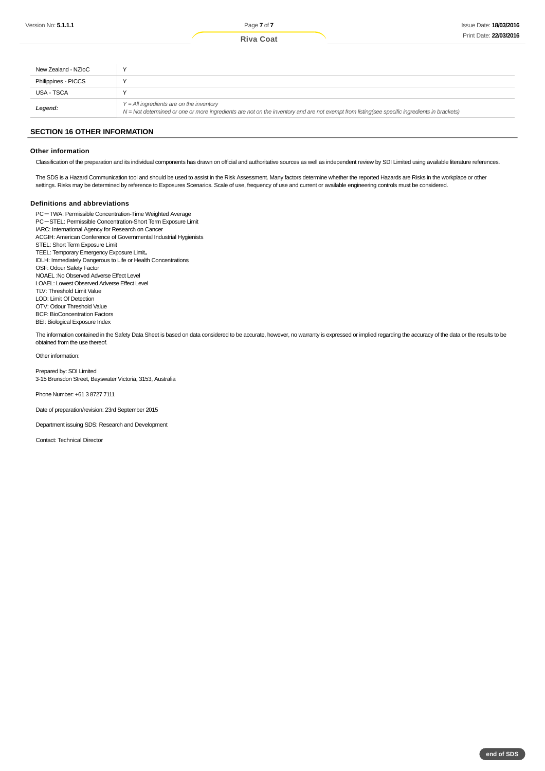| | |
|---|---|
| New Zealand - NZIoC | Y |
| Philippines - PICCS | Y |
| USA - TSCA | Y |
| **Legend:** | *Y = All ingredients are on the inventory*<br>*N = Not determined or one or more ingredients are not on the inventory and are not exempt from listing(see specific ingredients in brackets)* |

## SECTION 16 OTHER INFORMATION

### Other information

Classification of the preparation and its individual components has drawn on official and authoritative sources as well as independent review by SDI Limited using available literature references.

The SDS is a Hazard Communication tool and should be used to assist in the Risk Assessment. Many factors determine whether the reported Hazards are Risks in the workplace or other settings. Risks may be determined by reference to Exposures Scenarios. Scale of use, frequency of use and current or available engineering controls must be considered.

### Definitions and abbreviations

PC－TWA: Permissible Concentration-Time Weighted Average
PC－STEL: Permissible Concentration-Short Term Exposure Limit
IARC: International Agency for Research on Cancer
ACGIH: American Conference of Governmental Industrial Hygienists
STEL: Short Term Exposure Limit
TEEL: Temporary Emergency Exposure Limit。
IDLH: Immediately Dangerous to Life or Health Concentrations
OSF: Odour Safety Factor
NOAEL :No Observed Adverse Effect Level
LOAEL: Lowest Observed Adverse Effect Level
TLV: Threshold Limit Value
LOD: Limit Of Detection
OTV: Odour Threshold Value
BCF: BioConcentration Factors
BEI: Biological Exposure Index

The information contained in the Safety Data Sheet is based on data considered to be accurate, however, no warranty is expressed or implied regarding the accuracy of the data or the results to be obtained from the use thereof.

Other information:

Prepared by: SDI Limited
3-15 Brunsdon Street, Bayswater Victoria, 3153, Australia

Phone Number: +61 3 8727 7111

Date of preparation/revision: 23rd September 2015

Department issuing SDS: Research and Development

Contact: Technical Director

end of SDS